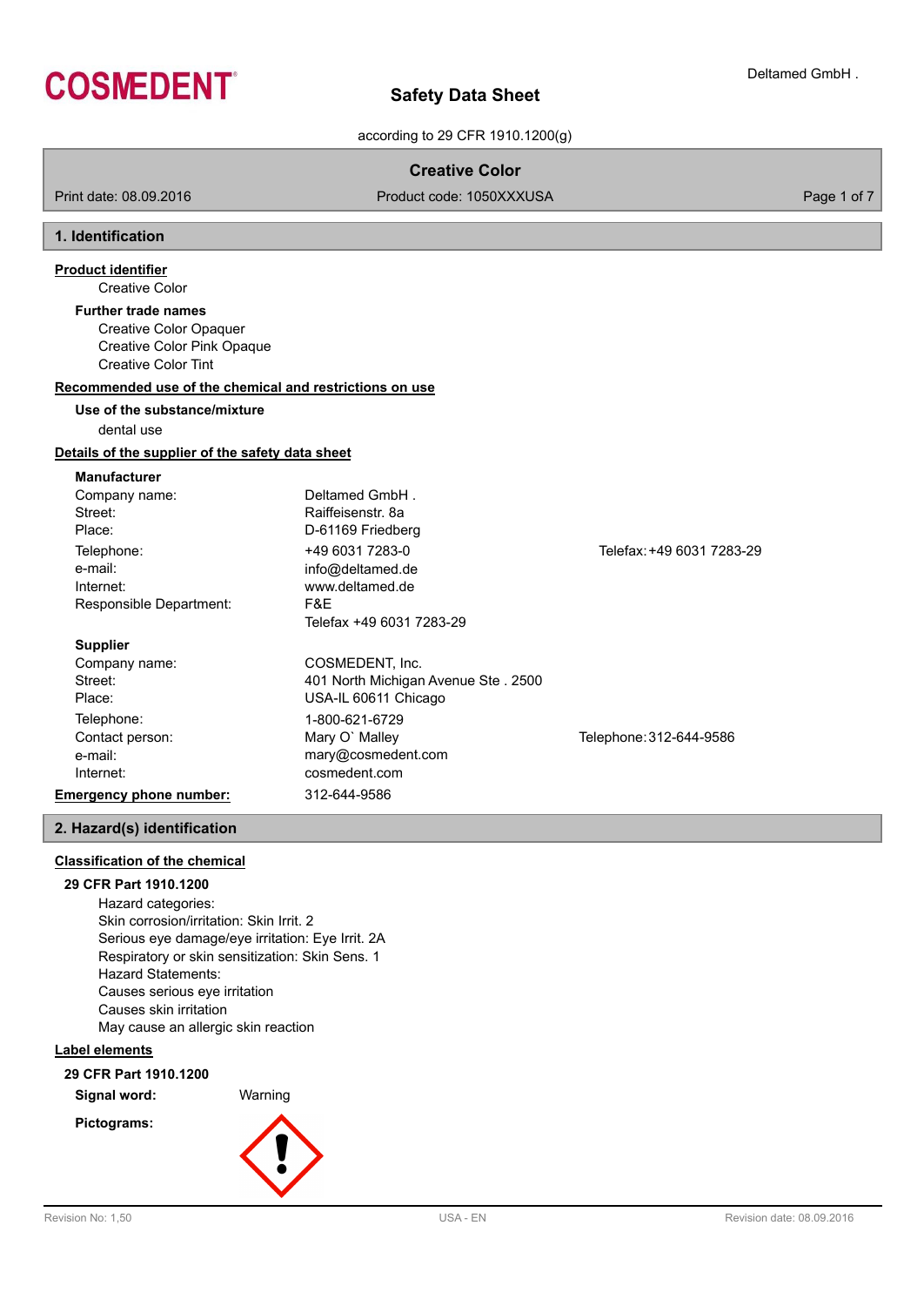COSMEDENT

Deltamed GmbH .

# Safety Data Sheet

according to 29 CFR 1910.1200(g)

**Creative Color**

Print date: 08.09.2016 | Product code: 1050XXXUSA

## 1. Identification

**Product identifier**

Creative Color

**Further trade names**

Creative Color Opaquer
Creative Color Pink Opaque
Creative Color Tint

**Recommended use of the chemical and restrictions on use**

**Use of the substance/mixture**

dental use

**Details of the supplier of the safety data sheet**

**Manufacturer**

| | | |
|---|---|---|
| Company name: | Deltamed GmbH . | |
| Street: | Raiffeisenstr. 8a | |
| Place: | D-61169 Friedberg | |
| Telephone: | +49 6031 7283-0 | Telefax: +49 6031 7283-29 |
| e-mail: | info@deltamed.de | |
| Internet: | www.deltamed.de | |
| Responsible Department: | F&E<br>Telefax +49 6031 7283-29 | |

**Supplier**

| | | |
|---|---|---|
| Company name: | COSMEDENT, Inc. | |
| Street: | 401 North Michigan Avenue Ste . 2500 | |
| Place: | USA-IL 60611 Chicago | |
| Telephone: | 1-800-621-6729 | |
| Contact person: | Mary O` Malley | Telephone: 312-644-9586 |
| e-mail: | mary@cosmedent.com | |
| Internet: | cosmedent.com | |

**Emergency phone number:** 312-644-9586

## 2. Hazard(s) identification

**Classification of the chemical**

**29 CFR Part 1910.1200**

Hazard categories:
Skin corrosion/irritation: Skin Irrit. 2
Serious eye damage/eye irritation: Eye Irrit. 2A
Respiratory or skin sensitization: Skin Sens. 1
Hazard Statements:
Causes serious eye irritation
Causes skin irritation
May cause an allergic skin reaction

**Label elements**

**29 CFR Part 1910.1200**

**Signal word:** Warning

**Pictograms:**

Revision No: 1,50 | USA - EN | Revision date: 08.09.2016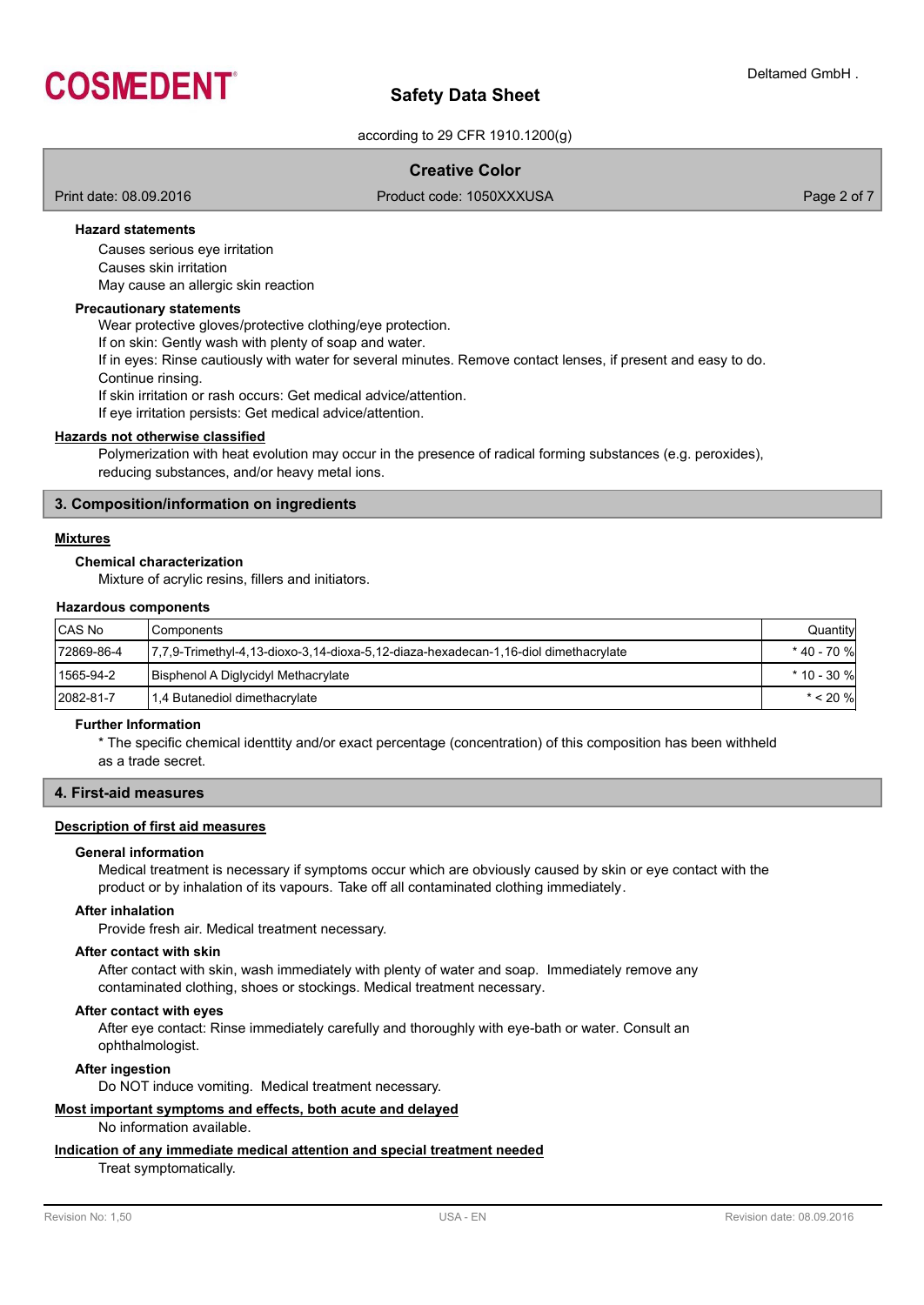#### Hazard statements

Causes serious eye irritation
Causes skin irritation
May cause an allergic skin reaction

#### Precautionary statements

Wear protective gloves/protective clothing/eye protection.
If on skin: Gently wash with plenty of soap and water.
If in eyes: Rinse cautiously with water for several minutes. Remove contact lenses, if present and easy to do. Continue rinsing.
If skin irritation or rash occurs: Get medical advice/attention.
If eye irritation persists: Get medical advice/attention.

### Hazards not otherwise classified

Polymerization with heat evolution may occur in the presence of radical forming substances (e.g. peroxides), reducing substances, and/or heavy metal ions.

## 3. Composition/information on ingredients

### Mixtures

#### Chemical characterization

Mixture of acrylic resins, fillers and initiators.

#### Hazardous components

| CAS No | Components | Quantity |
|---|---|---|
| 72869-86-4 | 7,7,9-Trimethyl-4,13-dioxo-3,14-dioxa-5,12-diaza-hexadecan-1,16-diol dimethacrylate | * 40 - 70 % |
| 1565-94-2 | Bisphenol A Diglycidyl Methacrylate | * 10 - 30 % |
| 2082-81-7 | 1,4 Butanediol dimethacrylate | * < 20 % |

#### Further Information

* The specific chemical identtity and/or exact percentage (concentration) of this composition has been withheld as a trade secret.

## 4. First-aid measures

### Description of first aid measures

#### General information

Medical treatment is necessary if symptoms occur which are obviously caused by skin or eye contact with the product or by inhalation of its vapours. Take off all contaminated clothing immediately.

#### After inhalation

Provide fresh air. Medical treatment necessary.

#### After contact with skin

After contact with skin, wash immediately with plenty of water and soap. Immediately remove any contaminated clothing, shoes or stockings. Medical treatment necessary.

#### After contact with eyes

After eye contact: Rinse immediately carefully and thoroughly with eye-bath or water. Consult an ophthalmologist.

#### After ingestion

Do NOT induce vomiting. Medical treatment necessary.

### Most important symptoms and effects, both acute and delayed

No information available.

### Indication of any immediate medical attention and special treatment needed

Treat symptomatically.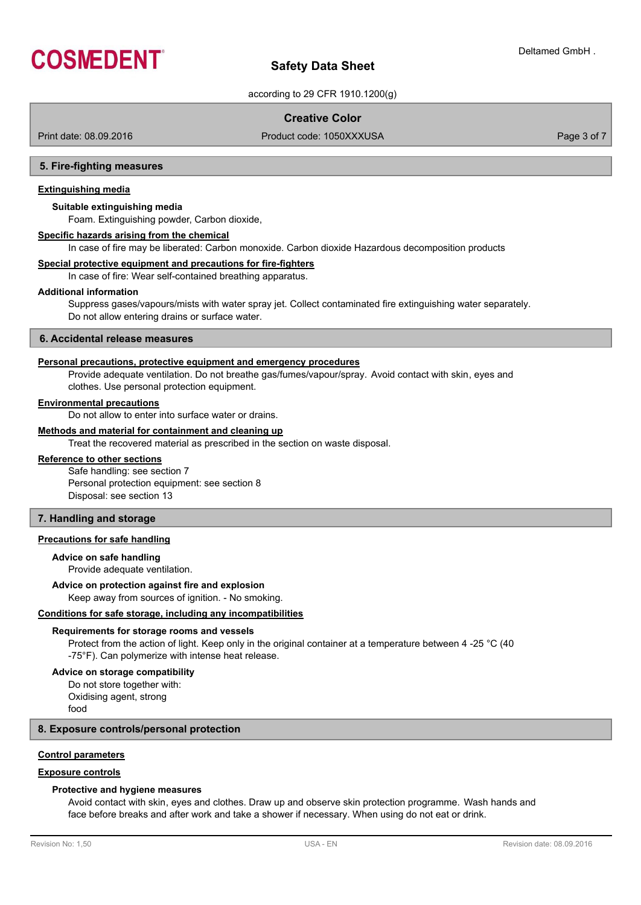## 5. Fire-fighting measures

**Extinguishing media**

**Suitable extinguishing media**

Foam. Extinguishing powder, Carbon dioxide,

**Specific hazards arising from the chemical**

In case of fire may be liberated: Carbon monoxide. Carbon dioxide Hazardous decomposition products

**Special protective equipment and precautions for fire-fighters**

In case of fire: Wear self-contained breathing apparatus.

**Additional information**

Suppress gases/vapours/mists with water spray jet. Collect contaminated fire extinguishing water separately. Do not allow entering drains or surface water.

## 6. Accidental release measures

**Personal precautions, protective equipment and emergency procedures**

Provide adequate ventilation. Do not breathe gas/fumes/vapour/spray. Avoid contact with skin, eyes and clothes. Use personal protection equipment.

**Environmental precautions**

Do not allow to enter into surface water or drains.

**Methods and material for containment and cleaning up**

Treat the recovered material as prescribed in the section on waste disposal.

**Reference to other sections**

Safe handling: see section 7
Personal protection equipment: see section 8
Disposal: see section 13

## 7. Handling and storage

**Precautions for safe handling**

**Advice on safe handling**

Provide adequate ventilation.

**Advice on protection against fire and explosion**

Keep away from sources of ignition. - No smoking.

**Conditions for safe storage, including any incompatibilities**

**Requirements for storage rooms and vessels**

Protect from the action of light. Keep only in the original container at a temperature between 4 -25 °C (40 -75°F). Can polymerize with intense heat release.

**Advice on storage compatibility**

Do not store together with:
Oxidising agent, strong
food

## 8. Exposure controls/personal protection

**Control parameters**

**Exposure controls**

**Protective and hygiene measures**

Avoid contact with skin, eyes and clothes. Draw up and observe skin protection programme. Wash hands and face before breaks and after work and take a shower if necessary. When using do not eat or drink.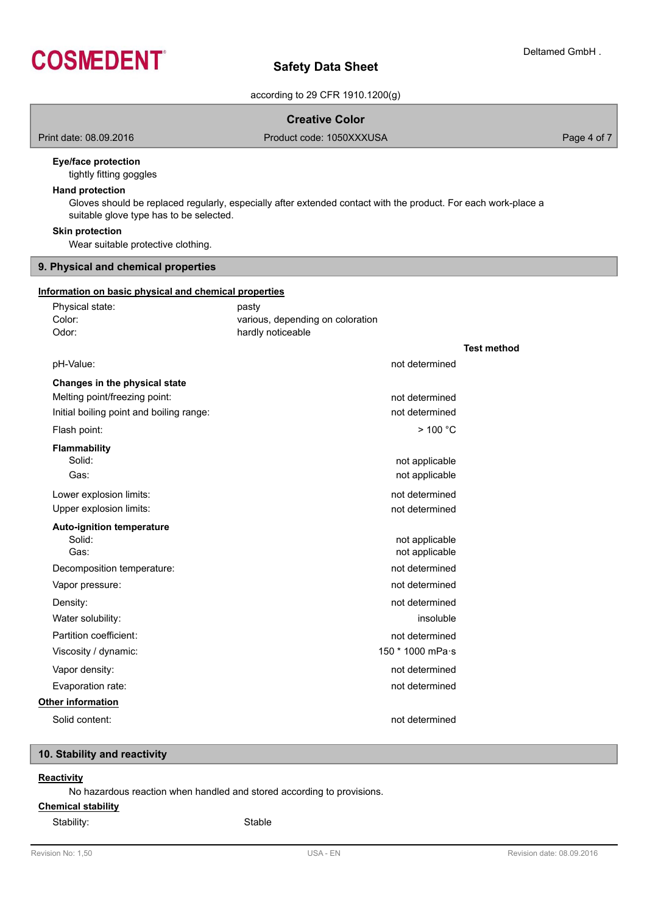**Eye/face protection**

tightly fitting goggles

**Hand protection**

Gloves should be replaced regularly, especially after extended contact with the product. For each work-place a suitable glove type has to be selected.

**Skin protection**

Wear suitable protective clothing.

## 9. Physical and chemical properties

**Information on basic physical and chemical properties**

| | | |
|---|---|---|
| Physical state: | pasty | |
| Color: | various, depending on coloration | |
| Odor: | hardly noticeable | |
| | | **Test method** |
| pH-Value: | not determined | |
| **Changes in the physical state** | | |
| Melting point/freezing point: | not determined | |
| Initial boiling point and boiling range: | not determined | |
| Flash point: | > 100 °C | |
| **Flammability** | | |
| Solid: | not applicable | |
| Gas: | not applicable | |
| Lower explosion limits: | not determined | |
| Upper explosion limits: | not determined | |
| **Auto-ignition temperature** | | |
| Solid: | not applicable | |
| Gas: | not applicable | |
| Decomposition temperature: | not determined | |
| Vapor pressure: | not determined | |
| Density: | not determined | |
| Water solubility: | insoluble | |
| Partition coefficient: | not determined | |
| Viscosity / dynamic: | 150 * 1000 mPa·s | |
| Vapor density: | not determined | |
| Evaporation rate: | not determined | |

**Other information**

| | |
|---|---|
| Solid content: | not determined |

## 10. Stability and reactivity

**Reactivity**

No hazardous reaction when handled and stored according to provisions.

**Chemical stability**

Stability: Stable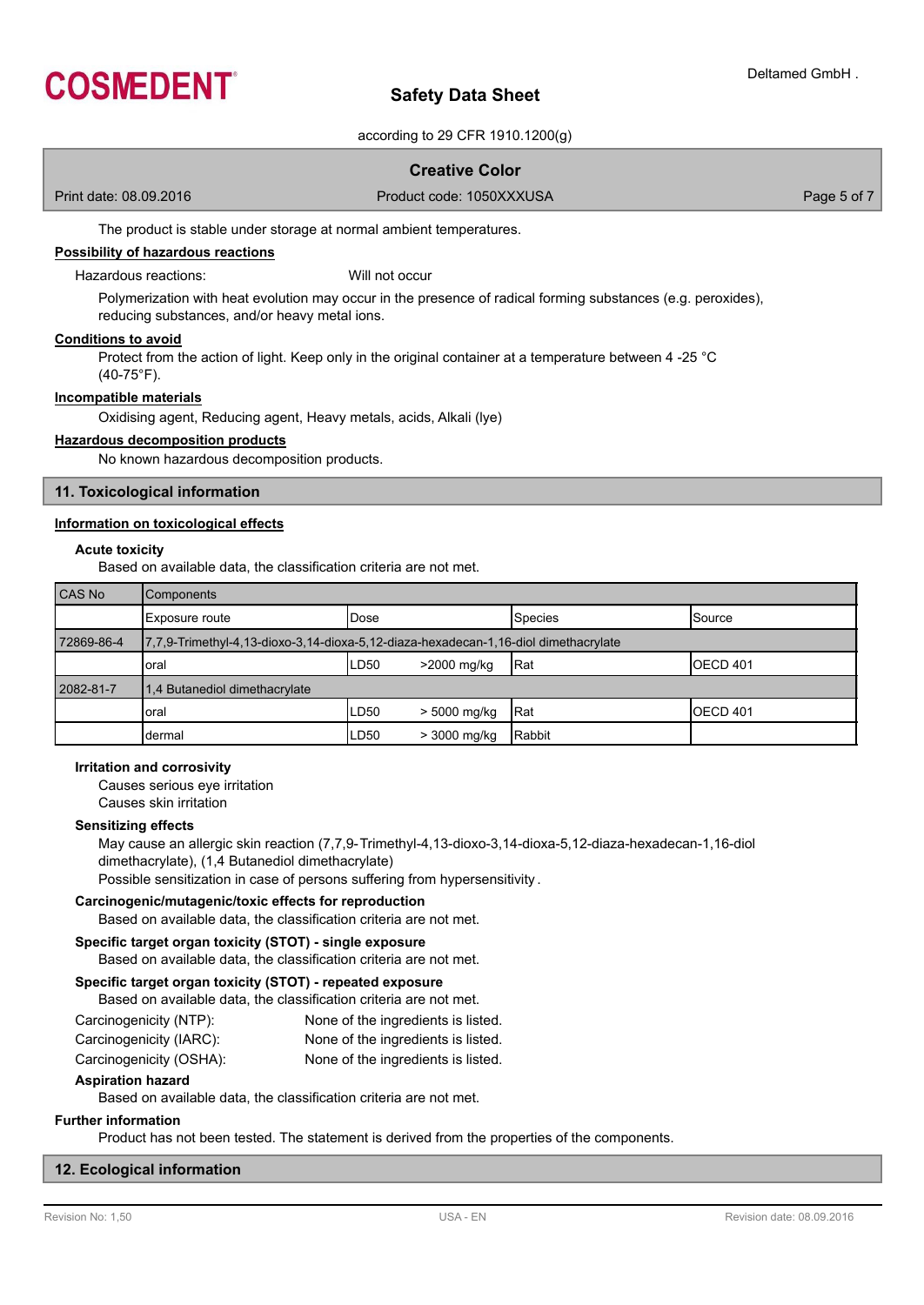The product is stable under storage at normal ambient temperatures.

**Possibility of hazardous reactions**

Hazardous reactions: Will not occur

Polymerization with heat evolution may occur in the presence of radical forming substances (e.g. peroxides), reducing substances, and/or heavy metal ions.

**Conditions to avoid**

Protect from the action of light. Keep only in the original container at a temperature between 4 -25 °C (40-75°F).

**Incompatible materials**

Oxidising agent, Reducing agent, Heavy metals, acids, Alkali (lye)

**Hazardous decomposition products**

No known hazardous decomposition products.

## 11. Toxicological information

**Information on toxicological effects**

### Acute toxicity

Based on available data, the classification criteria are not met.

| CAS No | Components | | | | |
|---|---|---|---|---|---|
| | Exposure route | Dose | | Species | Source |
| 72869-86-4 | 7,7,9-Trimethyl-4,13-dioxo-3,14-dioxa-5,12-diaza-hexadecan-1,16-diol dimethacrylate | | | | |
| | oral | LD50 | >2000 mg/kg | Rat | OECD 401 |
| 2082-81-7 | 1,4 Butanediol dimethacrylate | | | | |
| | oral | LD50 | > 5000 mg/kg | Rat | OECD 401 |
| | dermal | LD50 | > 3000 mg/kg | Rabbit | |

### Irritation and corrosivity

Causes serious eye irritation
Causes skin irritation

### Sensitizing effects

May cause an allergic skin reaction (7,7,9-Trimethyl-4,13-dioxo-3,14-dioxa-5,12-diaza-hexadecan-1,16-diol dimethacrylate), (1,4 Butanediol dimethacrylate)
Possible sensitization in case of persons suffering from hypersensitivity.

### Carcinogenic/mutagenic/toxic effects for reproduction

Based on available data, the classification criteria are not met.

### Specific target organ toxicity (STOT) - single exposure

Based on available data, the classification criteria are not met.

### Specific target organ toxicity (STOT) - repeated exposure

Based on available data, the classification criteria are not met.

Carcinogenicity (NTP): None of the ingredients is listed.
Carcinogenicity (IARC): None of the ingredients is listed.
Carcinogenicity (OSHA): None of the ingredients is listed.

### Aspiration hazard

Based on available data, the classification criteria are not met.

**Further information**

Product has not been tested. The statement is derived from the properties of the components.

## 12. Ecological information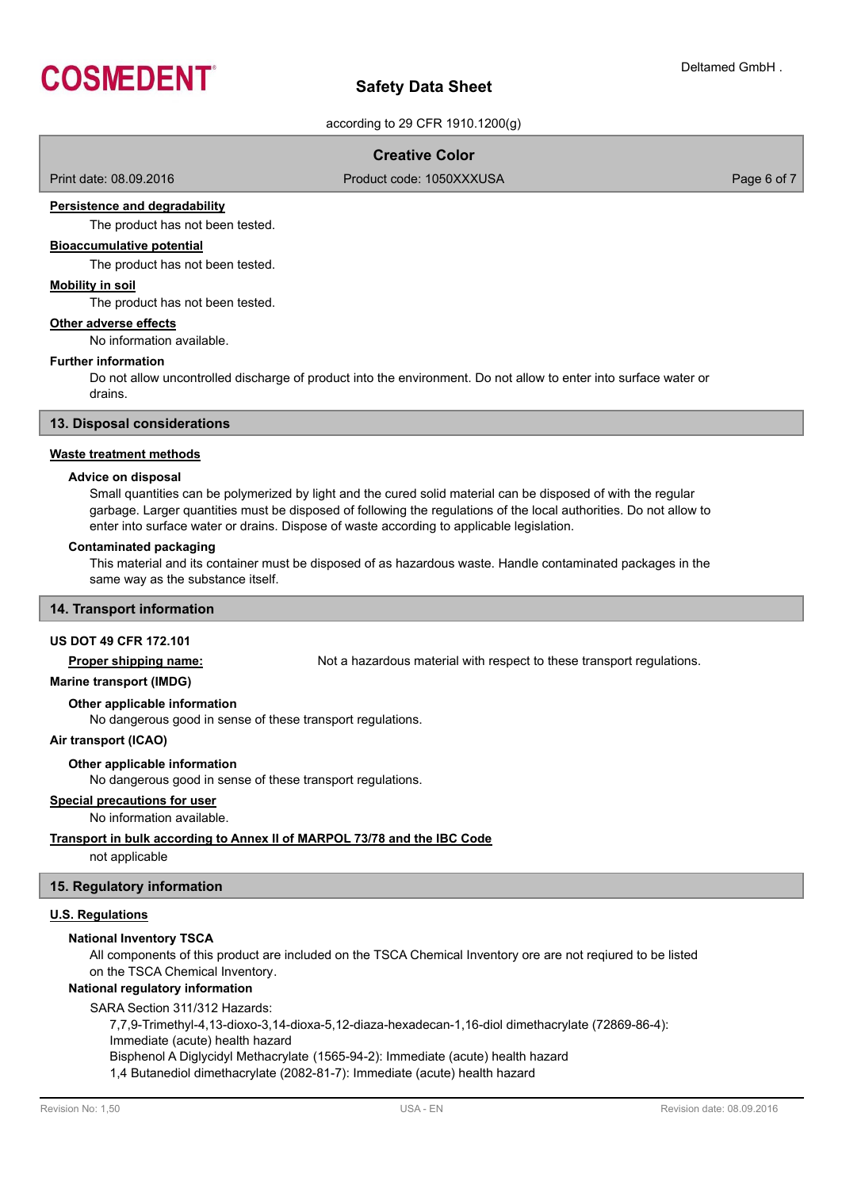#### Persistence and degradability

The product has not been tested.

#### Bioaccumulative potential

The product has not been tested.

#### Mobility in soil

The product has not been tested.

#### Other adverse effects

No information available.

#### Further information

Do not allow uncontrolled discharge of product into the environment. Do not allow to enter into surface water or drains.

## 13. Disposal considerations

#### Waste treatment methods

**Advice on disposal**

Small quantities can be polymerized by light and the cured solid material can be disposed of with the regular garbage. Larger quantities must be disposed of following the regulations of the local authorities. Do not allow to enter into surface water or drains. Dispose of waste according to applicable legislation.

**Contaminated packaging**

This material and its container must be disposed of as hazardous waste. Handle contaminated packages in the same way as the substance itself.

## 14. Transport information

**US DOT 49 CFR 172.101**

**Proper shipping name:** Not a hazardous material with respect to these transport regulations.

**Marine transport (IMDG)**

**Other applicable information**

No dangerous good in sense of these transport regulations.

**Air transport (ICAO)**

**Other applicable information**

No dangerous good in sense of these transport regulations.

#### Special precautions for user

No information available.

#### Transport in bulk according to Annex II of MARPOL 73/78 and the IBC Code

not applicable

## 15. Regulatory information

#### U.S. Regulations

**National Inventory TSCA**

All components of this product are included on the TSCA Chemical Inventory ore are not reqiured to be listed on the TSCA Chemical Inventory.

**National regulatory information**

SARA Section 311/312 Hazards:

7,7,9-Trimethyl-4,13-dioxo-3,14-dioxa-5,12-diaza-hexadecan-1,16-diol dimethacrylate (72869-86-4): Immediate (acute) health hazard

Bisphenol A Diglycidyl Methacrylate (1565-94-2): Immediate (acute) health hazard

1,4 Butanediol dimethacrylate (2082-81-7): Immediate (acute) health hazard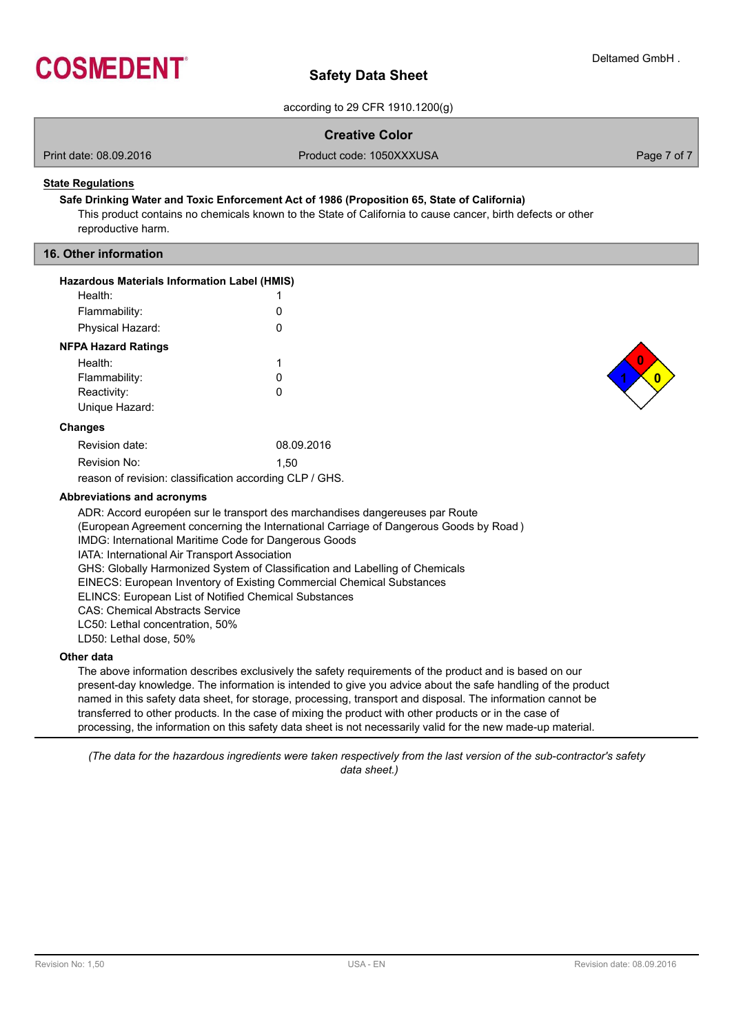## State Regulations

**Safe Drinking Water and Toxic Enforcement Act of 1986 (Proposition 65, State of California)**

This product contains no chemicals known to the State of California to cause cancer, birth defects or other reproductive harm.

## 16. Other information

**Hazardous Materials Information Label (HMIS)**

| | |
|---|---|
| Health: | 1 |
| Flammability: | 0 |
| Physical Hazard: | 0 |

**NFPA Hazard Ratings**

| | |
|---|---|
| Health: | 1 |
| Flammability: | 0 |
| Reactivity: | 0 |
| Unique Hazard: | |

0
1
0

**Changes**

| | |
|---|---|
| Revision date: | 08.09.2016 |
| Revision No: | 1,50 |

reason of revision: classification according CLP / GHS.

**Abbreviations and acronyms**

ADR: Accord européen sur le transport des marchandises dangereuses par Route
(European Agreement concerning the International Carriage of Dangerous Goods by Road )
IMDG: International Maritime Code for Dangerous Goods
IATA: International Air Transport Association
GHS: Globally Harmonized System of Classification and Labelling of Chemicals
EINECS: European Inventory of Existing Commercial Chemical Substances
ELINCS: European List of Notified Chemical Substances
CAS: Chemical Abstracts Service
LC50: Lethal concentration, 50%
LD50: Lethal dose, 50%

**Other data**

The above information describes exclusively the safety requirements of the product and is based on our present-day knowledge. The information is intended to give you advice about the safe handling of the product named in this safety data sheet, for storage, processing, transport and disposal. The information cannot be transferred to other products. In the case of mixing the product with other products or in the case of processing, the information on this safety data sheet is not necessarily valid for the new made-up material.

*(The data for the hazardous ingredients were taken respectively from the last version of the sub-contractor's safety data sheet.)*